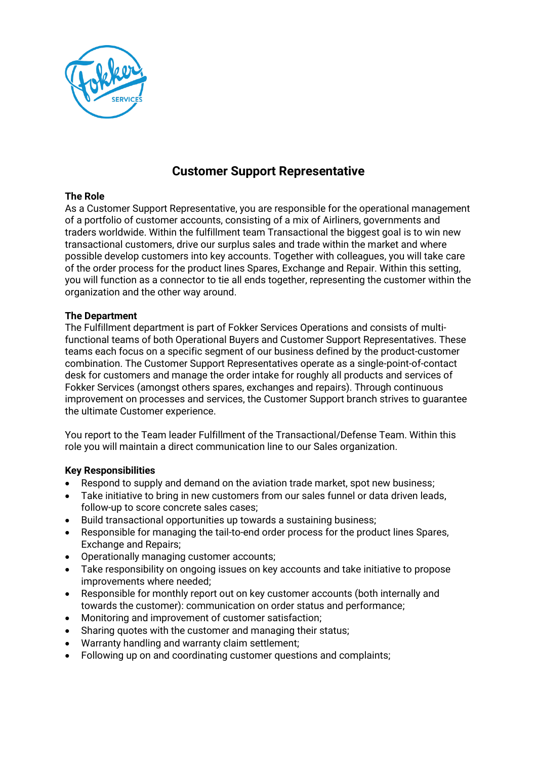# Customer Support Representative

## The Role

As a Customer Support Representative, you are responsible for the operational management of a portfolio of customer accounts, consisting of a mix of Airliners, governments and traders worldwide. Within the fulfillment team Transactional the biggest goal is to win new transactional customers, drive our surplus sales and trade within the market and where possible develop customers into key accounts. Together with colleagues, you will take care of the order process for the product lines Spares, Exchange and Repair. Within this setting, you will function as a connector to tie all ends together, representing the customer within the organization and the other way around.

## The Department

The Fulfillment department is part of Fokker Services Operations and consists of multi-functional teams of both Operational Buyers and Customer Support Representatives. These teams each focus on a specific segment of our business defined by the product-customer combination. The Customer Support Representatives operate as a single-point-of-contact desk for customers and manage the order intake for roughly all products and services of Fokker Services (amongst others spares, exchanges and repairs). Through continuous improvement on processes and services, the Customer Support branch strives to guarantee the ultimate Customer experience.

You report to the Team leader Fulfillment of the Transactional/Defense Team. Within this role you will maintain a direct communication line to our Sales organization.

## Key Responsibilities

- Respond to supply and demand on the aviation trade market, spot new business;
- Take initiative to bring in new customers from our sales funnel or data driven leads, follow-up to score concrete sales cases;
- Build transactional opportunities up towards a sustaining business;
- Responsible for managing the tail-to-end order process for the product lines Spares, Exchange and Repairs;
- Operationally managing customer accounts;
- Take responsibility on ongoing issues on key accounts and take initiative to propose improvements where needed;
- Responsible for monthly report out on key customer accounts (both internally and towards the customer): communication on order status and performance;
- Monitoring and improvement of customer satisfaction;
- Sharing quotes with the customer and managing their status;
- Warranty handling and warranty claim settlement;
- Following up on and coordinating customer questions and complaints;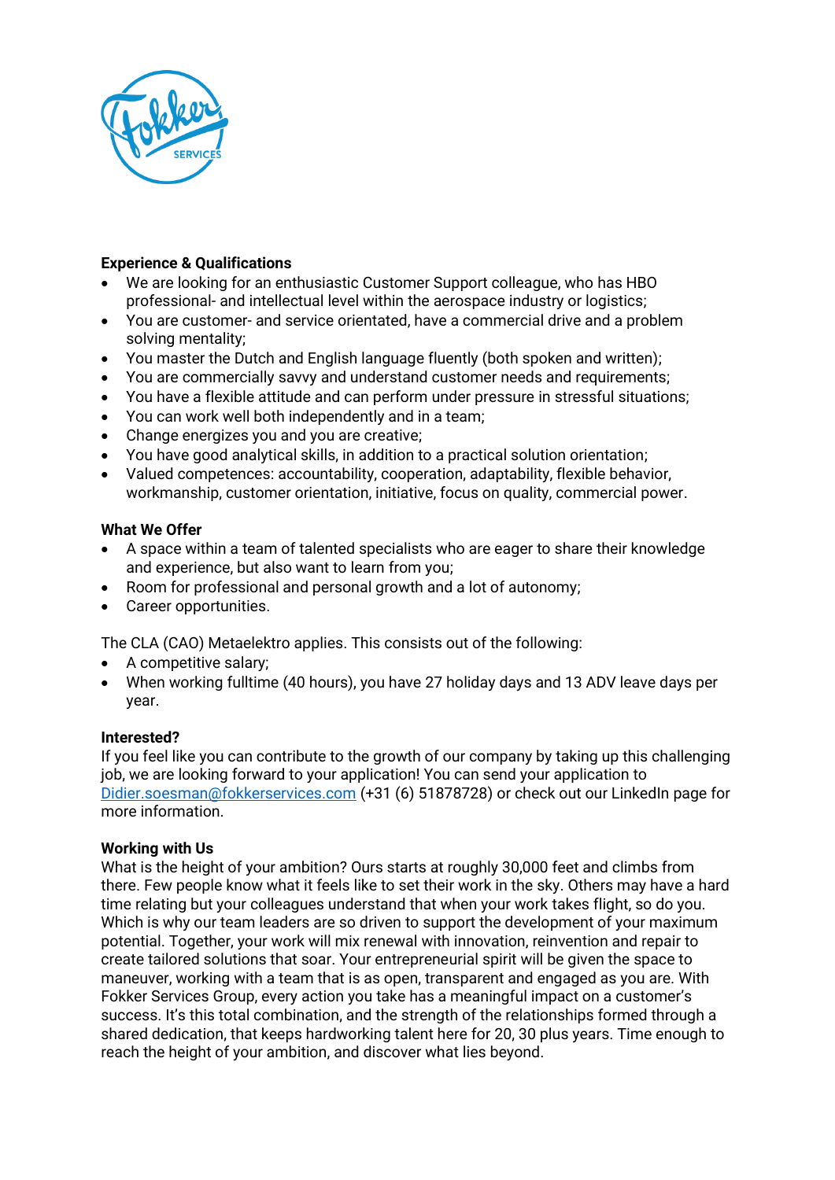**Experience & Qualifications**

- We are looking for an enthusiastic Customer Support colleague, who has HBO professional- and intellectual level within the aerospace industry or logistics;
- You are customer- and service orientated, have a commercial drive and a problem solving mentality;
- You master the Dutch and English language fluently (both spoken and written);
- You are commercially savvy and understand customer needs and requirements;
- You have a flexible attitude and can perform under pressure in stressful situations;
- You can work well both independently and in a team;
- Change energizes you and you are creative;
- You have good analytical skills, in addition to a practical solution orientation;
- Valued competences: accountability, cooperation, adaptability, flexible behavior, workmanship, customer orientation, initiative, focus on quality, commercial power.

**What We Offer**

- A space within a team of talented specialists who are eager to share their knowledge and experience, but also want to learn from you;
- Room for professional and personal growth and a lot of autonomy;
- Career opportunities.

The CLA (CAO) Metaelektro applies. This consists out of the following:

- A competitive salary;
- When working fulltime (40 hours), you have 27 holiday days and 13 ADV leave days per year.

**Interested?**

If you feel like you can contribute to the growth of our company by taking up this challenging job, we are looking forward to your application! You can send your application to Didier.soesman@fokkerservices.com (+31 (6) 51878728) or check out our LinkedIn page for more information.

**Working with Us**

What is the height of your ambition? Ours starts at roughly 30,000 feet and climbs from there. Few people know what it feels like to set their work in the sky. Others may have a hard time relating but your colleagues understand that when your work takes flight, so do you. Which is why our team leaders are so driven to support the development of your maximum potential. Together, your work will mix renewal with innovation, reinvention and repair to create tailored solutions that soar. Your entrepreneurial spirit will be given the space to maneuver, working with a team that is as open, transparent and engaged as you are. With Fokker Services Group, every action you take has a meaningful impact on a customer's success. It's this total combination, and the strength of the relationships formed through a shared dedication, that keeps hardworking talent here for 20, 30 plus years. Time enough to reach the height of your ambition, and discover what lies beyond.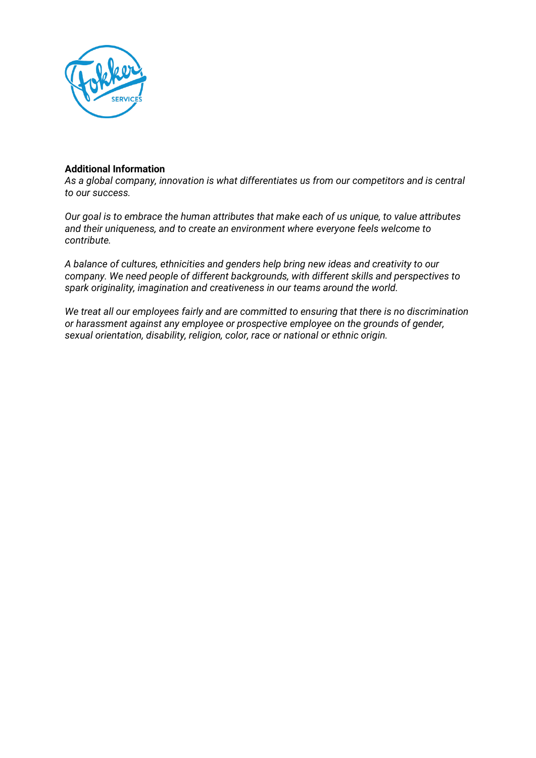**Additional Information**

*As a global company, innovation is what differentiates us from our competitors and is central to our success.*

*Our goal is to embrace the human attributes that make each of us unique, to value attributes and their uniqueness, and to create an environment where everyone feels welcome to contribute.*

*A balance of cultures, ethnicities and genders help bring new ideas and creativity to our company. We need people of different backgrounds, with different skills and perspectives to spark originality, imagination and creativeness in our teams around the world.*

*We treat all our employees fairly and are committed to ensuring that there is no discrimination or harassment against any employee or prospective employee on the grounds of gender, sexual orientation, disability, religion, color, race or national or ethnic origin.*